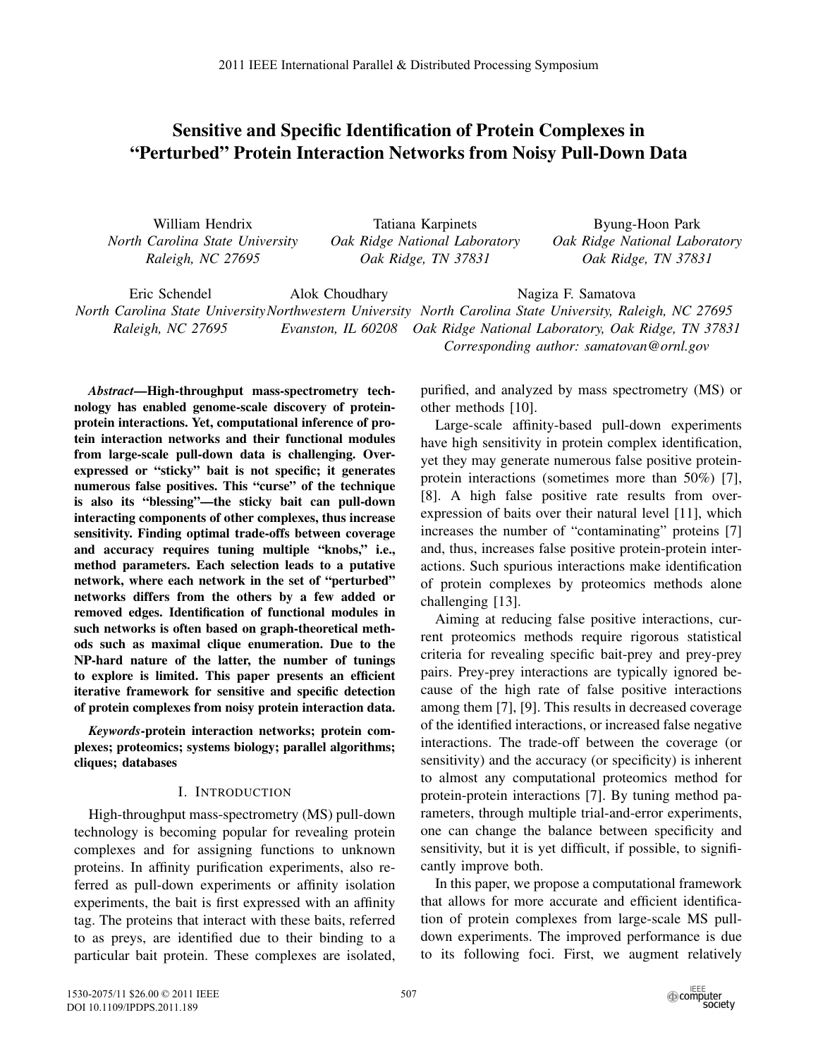# Sensitive and Specific Identification of Protein Complexes in "Perturbed" Protein Interaction Networks from Noisy Pull-Down Data

William Hendrix
*North Carolina State University*
*Raleigh, NC 27695*

Tatiana Karpinets
*Oak Ridge National Laboratory*
*Oak Ridge, TN 37831*

Byung-Hoon Park
*Oak Ridge National Laboratory*
*Oak Ridge, TN 37831*

Eric Schendel
*North Carolina State University*
*Raleigh, NC 27695*

Alok Choudhary
*Northwestern University*
*Evanston, IL 60208*

Nagiza F. Samatova
*North Carolina State University, Raleigh, NC 27695*
*Oak Ridge National Laboratory, Oak Ridge, TN 37831*
*Corresponding author: samatovan@ornl.gov*

***Abstract*—High-throughput mass-spectrometry technology has enabled genome-scale discovery of protein-protein interactions. Yet, computational inference of protein interaction networks and their functional modules from large-scale pull-down data is challenging. Over-expressed or "sticky" bait is not specific; it generates numerous false positives. This "curse" of the technique is also its "blessing"—the sticky bait can pull-down interacting components of other complexes, thus increase sensitivity. Finding optimal trade-offs between coverage and accuracy requires tuning multiple "knobs," i.e., method parameters. Each selection leads to a putative network, where each network in the set of "perturbed" networks differs from the others by a few added or removed edges. Identification of functional modules in such networks is often based on graph-theoretical methods such as maximal clique enumeration. Due to the NP-hard nature of the latter, the number of tunings to explore is limited. This paper presents an efficient iterative framework for sensitive and specific detection of protein complexes from noisy protein interaction data.**

***Keywords*-protein interaction networks; protein complexes; proteomics; systems biology; parallel algorithms; cliques; databases**

## I. Introduction

High-throughput mass-spectrometry (MS) pull-down technology is becoming popular for revealing protein complexes and for assigning functions to unknown proteins. In affinity purification experiments, also referred as pull-down experiments or affinity isolation experiments, the bait is first expressed with an affinity tag. The proteins that interact with these baits, referred to as preys, are identified due to their binding to a particular bait protein. These complexes are isolated, purified, and analyzed by mass spectrometry (MS) or other methods [10].

Large-scale affinity-based pull-down experiments have high sensitivity in protein complex identification, yet they may generate numerous false positive protein-protein interactions (sometimes more than 50%) [7], [8]. A high false positive rate results from over-expression of baits over their natural level [11], which increases the number of "contaminating" proteins [7] and, thus, increases false positive protein-protein interactions. Such spurious interactions make identification of protein complexes by proteomics methods alone challenging [13].

Aiming at reducing false positive interactions, current proteomics methods require rigorous statistical criteria for revealing specific bait-prey and prey-prey pairs. Prey-prey interactions are typically ignored because of the high rate of false positive interactions among them [7], [9]. This results in decreased coverage of the identified interactions, or increased false negative interactions. The trade-off between the coverage (or sensitivity) and the accuracy (or specificity) is inherent to almost any computational proteomics method for protein-protein interactions [7]. By tuning method parameters, through multiple trial-and-error experiments, one can change the balance between specificity and sensitivity, but it is yet difficult, if possible, to significantly improve both.

In this paper, we propose a computational framework that allows for more accurate and efficient identification of protein complexes from large-scale MS pull-down experiments. The improved performance is due to its following foci. First, we augment relatively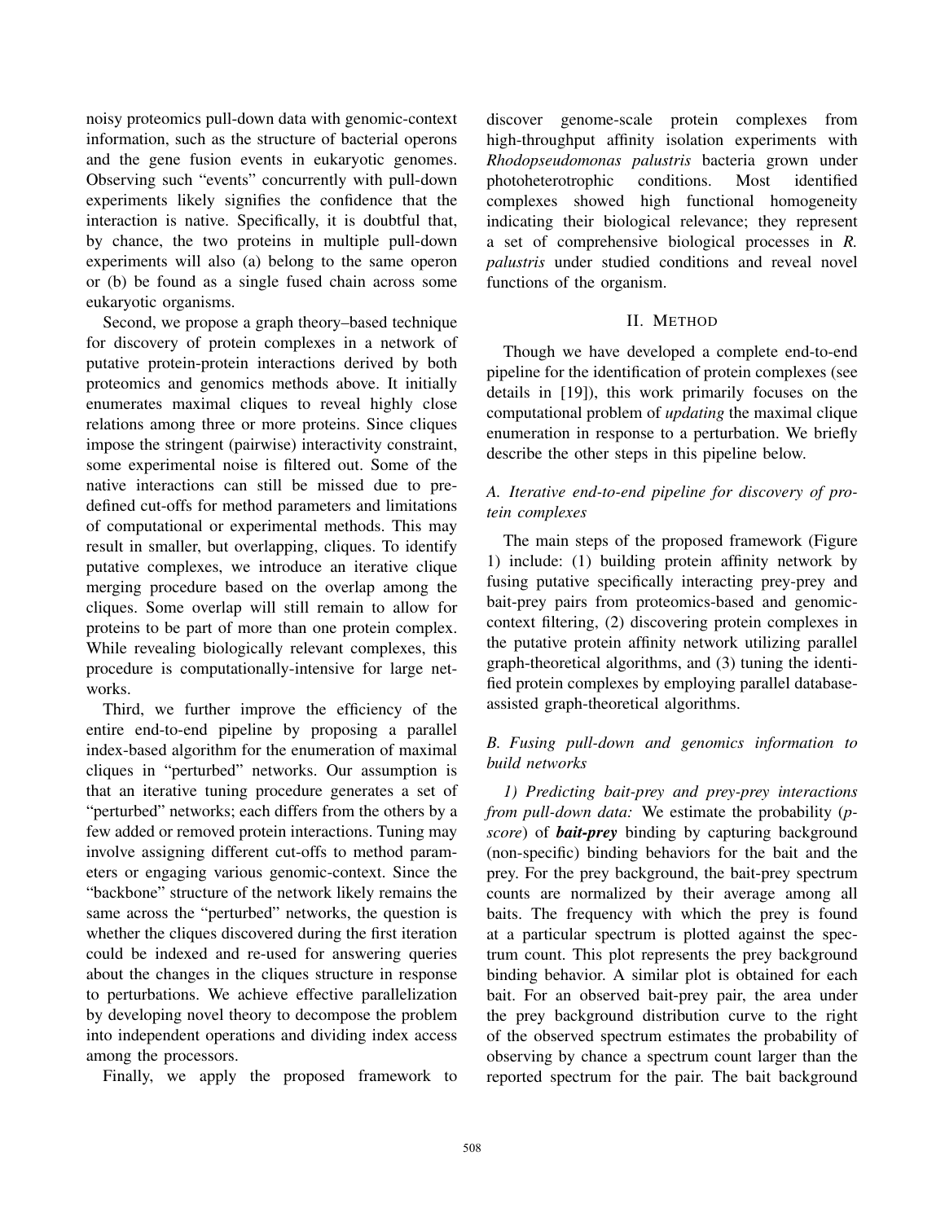noisy proteomics pull-down data with genomic-context information, such as the structure of bacterial operons and the gene fusion events in eukaryotic genomes. Observing such "events" concurrently with pull-down experiments likely signifies the confidence that the interaction is native. Specifically, it is doubtful that, by chance, the two proteins in multiple pull-down experiments will also (a) belong to the same operon or (b) be found as a single fused chain across some eukaryotic organisms.

Second, we propose a graph theory–based technique for discovery of protein complexes in a network of putative protein-protein interactions derived by both proteomics and genomics methods above. It initially enumerates maximal cliques to reveal highly close relations among three or more proteins. Since cliques impose the stringent (pairwise) interactivity constraint, some experimental noise is filtered out. Some of the native interactions can still be missed due to predefined cut-offs for method parameters and limitations of computational or experimental methods. This may result in smaller, but overlapping, cliques. To identify putative complexes, we introduce an iterative clique merging procedure based on the overlap among the cliques. Some overlap will still remain to allow for proteins to be part of more than one protein complex. While revealing biologically relevant complexes, this procedure is computationally-intensive for large networks.

Third, we further improve the efficiency of the entire end-to-end pipeline by proposing a parallel index-based algorithm for the enumeration of maximal cliques in "perturbed" networks. Our assumption is that an iterative tuning procedure generates a set of "perturbed" networks; each differs from the others by a few added or removed protein interactions. Tuning may involve assigning different cut-offs to method parameters or engaging various genomic-context. Since the "backbone" structure of the network likely remains the same across the "perturbed" networks, the question is whether the cliques discovered during the first iteration could be indexed and re-used for answering queries about the changes in the cliques structure in response to perturbations. We achieve effective parallelization by developing novel theory to decompose the problem into independent operations and dividing index access among the processors.

Finally, we apply the proposed framework to discover genome-scale protein complexes from high-throughput affinity isolation experiments with *Rhodopseudomonas palustris* bacteria grown under photoheterotrophic conditions. Most identified complexes showed high functional homogeneity indicating their biological relevance; they represent a set of comprehensive biological processes in *R. palustris* under studied conditions and reveal novel functions of the organism.

## II. Method

Though we have developed a complete end-to-end pipeline for the identification of protein complexes (see details in [19]), this work primarily focuses on the computational problem of *updating* the maximal clique enumeration in response to a perturbation. We briefly describe the other steps in this pipeline below.

### A. Iterative end-to-end pipeline for discovery of protein complexes

The main steps of the proposed framework (Figure 1) include: (1) building protein affinity network by fusing putative specifically interacting prey-prey and bait-prey pairs from proteomics-based and genomic-context filtering, (2) discovering protein complexes in the putative protein affinity network utilizing parallel graph-theoretical algorithms, and (3) tuning the identified protein complexes by employing parallel database-assisted graph-theoretical algorithms.

### B. Fusing pull-down and genomics information to build networks

*1) Predicting bait-prey and prey-prey interactions from pull-down data:* We estimate the probability (*p-score*) of ***bait-prey*** binding by capturing background (non-specific) binding behaviors for the bait and the prey. For the prey background, the bait-prey spectrum counts are normalized by their average among all baits. The frequency with which the prey is found at a particular spectrum is plotted against the spectrum count. This plot represents the prey background binding behavior. A similar plot is obtained for each bait. For an observed bait-prey pair, the area under the prey background distribution curve to the right of the observed spectrum estimates the probability of observing by chance a spectrum count larger than the reported spectrum for the pair. The bait background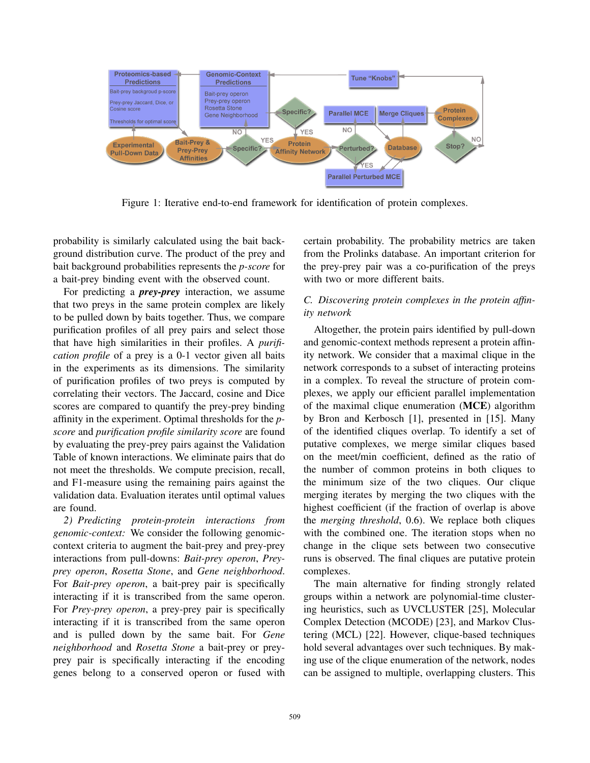Figure 1: Iterative end-to-end framework for identification of protein complexes.

probability is similarly calculated using the bait background distribution curve. The product of the prey and bait background probabilities represents the *p-score* for a bait-prey binding event with the observed count.

For predicting a ***prey-prey*** interaction, we assume that two preys in the same protein complex are likely to be pulled down by baits together. Thus, we compare purification profiles of all prey pairs and select those that have high similarities in their profiles. A *purification profile* of a prey is a 0-1 vector given all baits in the experiments as its dimensions. The similarity of purification profiles of two preys is computed by correlating their vectors. The Jaccard, cosine and Dice scores are compared to quantify the prey-prey binding affinity in the experiment. Optimal thresholds for the *p-score* and *purification profile similarity score* are found by evaluating the prey-prey pairs against the Validation Table of known interactions. We eliminate pairs that do not meet the thresholds. We compute precision, recall, and F1-measure using the remaining pairs against the validation data. Evaluation iterates until optimal values are found.

*2) Predicting protein-protein interactions from genomic-context:* We consider the following genomic-context criteria to augment the bait-prey and prey-prey interactions from pull-downs: *Bait-prey operon*, *Prey-prey operon*, *Rosetta Stone*, and *Gene neighborhood*. For *Bait-prey operon*, a bait-prey pair is specifically interacting if it is transcribed from the same operon. For *Prey-prey operon*, a prey-prey pair is specifically interacting if it is transcribed from the same operon and is pulled down by the same bait. For *Gene neighborhood* and *Rosetta Stone* a bait-prey or prey-prey pair is specifically interacting if the encoding genes belong to a conserved operon or fused with certain probability. The probability metrics are taken from the Prolinks database. An important criterion for the prey-prey pair was a co-purification of the preys with two or more different baits.

### C. Discovering protein complexes in the protein affinity network

Altogether, the protein pairs identified by pull-down and genomic-context methods represent a protein affinity network. We consider that a maximal clique in the network corresponds to a subset of interacting proteins in a complex. To reveal the structure of protein complexes, we apply our efficient parallel implementation of the maximal clique enumeration (**MCE**) algorithm by Bron and Kerbosch [1], presented in [15]. Many of the identified cliques overlap. To identify a set of putative complexes, we merge similar cliques based on the meet/min coefficient, defined as the ratio of the number of common proteins in both cliques to the minimum size of the two cliques. Our clique merging iterates by merging the two cliques with the highest coefficient (if the fraction of overlap is above the *merging threshold*, 0.6). We replace both cliques with the combined one. The iteration stops when no change in the clique sets between two consecutive runs is observed. The final cliques are putative protein complexes.

The main alternative for finding strongly related groups within a network are polynomial-time clustering heuristics, such as UVCLUSTER [25], Molecular Complex Detection (MCODE) [23], and Markov Clustering (MCL) [22]. However, clique-based techniques hold several advantages over such techniques. By making use of the clique enumeration of the network, nodes can be assigned to multiple, overlapping clusters. This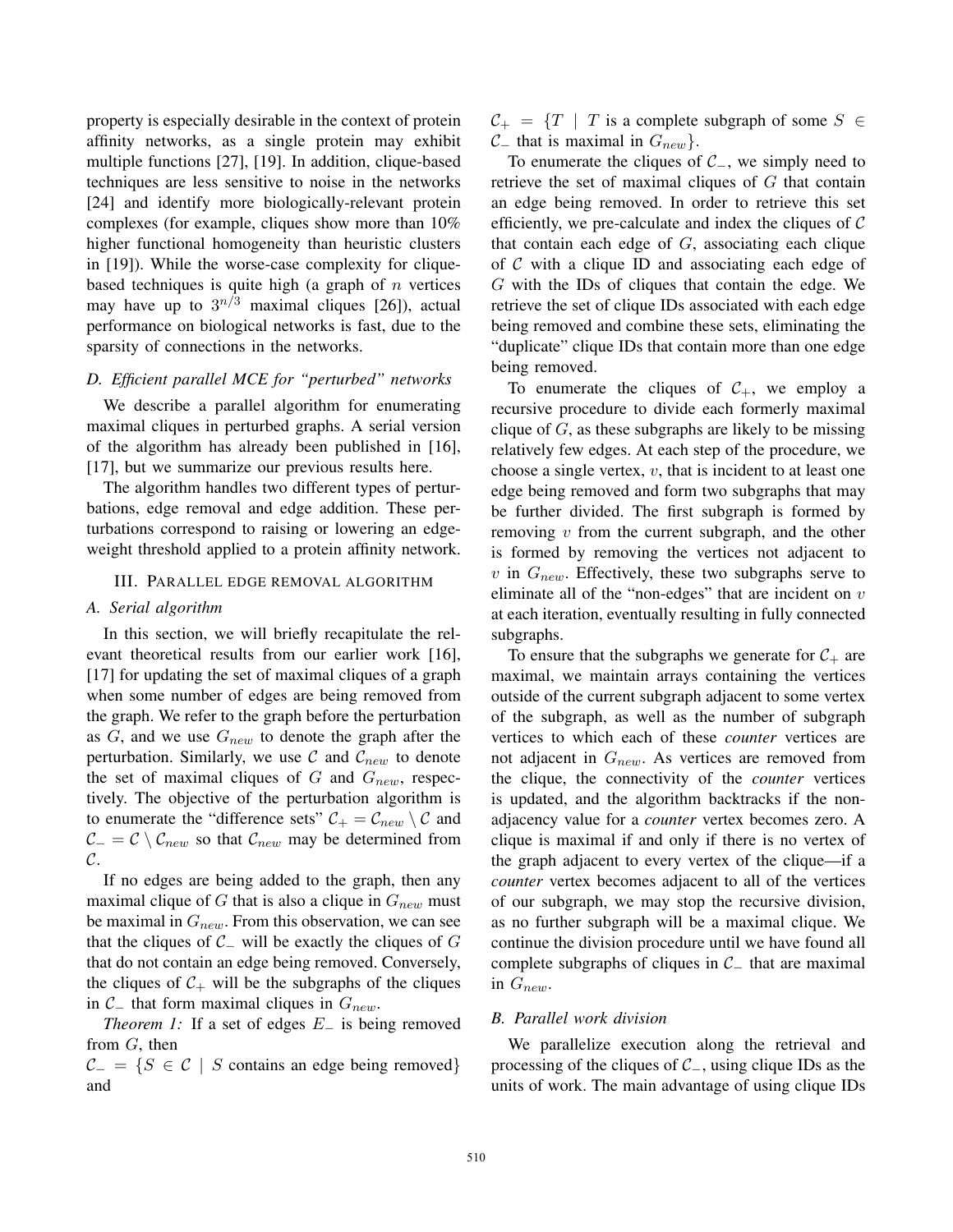property is especially desirable in the context of protein affinity networks, as a single protein may exhibit multiple functions [27], [19]. In addition, clique-based techniques are less sensitive to noise in the networks [24] and identify more biologically-relevant protein complexes (for example, cliques show more than 10% higher functional homogeneity than heuristic clusters in [19]). While the worse-case complexity for clique-based techniques is quite high (a graph of $n$ vertices may have up to $3^{n/3}$ maximal cliques [26]), actual performance on biological networks is fast, due to the sparsity of connections in the networks.

### D. Efficient parallel MCE for "perturbed" networks

We describe a parallel algorithm for enumerating maximal cliques in perturbed graphs. A serial version of the algorithm has already been published in [16], [17], but we summarize our previous results here.

The algorithm handles two different types of perturbations, edge removal and edge addition. These perturbations correspond to raising or lowering an edge-weight threshold applied to a protein affinity network.

## III. Parallel edge removal algorithm

### A. Serial algorithm

In this section, we will briefly recapitulate the relevant theoretical results from our earlier work [16], [17] for updating the set of maximal cliques of a graph when some number of edges are being removed from the graph. We refer to the graph before the perturbation as $G$, and we use $G_{new}$ to denote the graph after the perturbation. Similarly, we use $\mathcal{C}$ and $\mathcal{C}_{new}$ to denote the set of maximal cliques of $G$ and $G_{new}$, respectively. The objective of the perturbation algorithm is to enumerate the "difference sets" $\mathcal{C}_+ = \mathcal{C}_{new} \setminus \mathcal{C}$ and $\mathcal{C}_- = \mathcal{C} \setminus \mathcal{C}_{new}$ so that $\mathcal{C}_{new}$ may be determined from $\mathcal{C}$.

If no edges are being added to the graph, then any maximal clique of $G$ that is also a clique in $G_{new}$ must be maximal in $G_{new}$. From this observation, we can see that the cliques of $\mathcal{C}_-$ will be exactly the cliques of $G$ that do not contain an edge being removed. Conversely, the cliques of $\mathcal{C}_+$ will be the subgraphs of the cliques in $\mathcal{C}_-$ that form maximal cliques in $G_{new}$.

*Theorem 1:* If a set of edges $E_-$ is being removed from $G$, then

$\mathcal{C}_- = \{S \in \mathcal{C} \mid S$ contains an edge being removed$\}$ and

$\mathcal{C}_+ = \{T \mid T$ is a complete subgraph of some $S \in \mathcal{C}_-$ that is maximal in $G_{new}\}$.

To enumerate the cliques of $\mathcal{C}_-$, we simply need to retrieve the set of maximal cliques of $G$ that contain an edge being removed. In order to retrieve this set efficiently, we pre-calculate and index the cliques of $\mathcal{C}$ that contain each edge of $G$, associating each clique of $\mathcal{C}$ with a clique ID and associating each edge of $G$ with the IDs of cliques that contain the edge. We retrieve the set of clique IDs associated with each edge being removed and combine these sets, eliminating the "duplicate" clique IDs that contain more than one edge being removed.

To enumerate the cliques of $\mathcal{C}_+$, we employ a recursive procedure to divide each formerly maximal clique of $G$, as these subgraphs are likely to be missing relatively few edges. At each step of the procedure, we choose a single vertex, $v$, that is incident to at least one edge being removed and form two subgraphs that may be further divided. The first subgraph is formed by removing $v$ from the current subgraph, and the other is formed by removing the vertices not adjacent to $v$ in $G_{new}$. Effectively, these two subgraphs serve to eliminate all of the "non-edges" that are incident on $v$ at each iteration, eventually resulting in fully connected subgraphs.

To ensure that the subgraphs we generate for $\mathcal{C}_+$ are maximal, we maintain arrays containing the vertices outside of the current subgraph adjacent to some vertex of the subgraph, as well as the number of subgraph vertices to which each of these *counter* vertices are not adjacent in $G_{new}$. As vertices are removed from the clique, the connectivity of the *counter* vertices is updated, and the algorithm backtracks if the non-adjacency value for a *counter* vertex becomes zero. A clique is maximal if and only if there is no vertex of the graph adjacent to every vertex of the clique—if a *counter* vertex becomes adjacent to all of the vertices of our subgraph, we may stop the recursive division, as no further subgraph will be a maximal clique. We continue the division procedure until we have found all complete subgraphs of cliques in $\mathcal{C}_-$ that are maximal in $G_{new}$.

### B. Parallel work division

We parallelize execution along the retrieval and processing of the cliques of $\mathcal{C}_-$, using clique IDs as the units of work. The main advantage of using clique IDs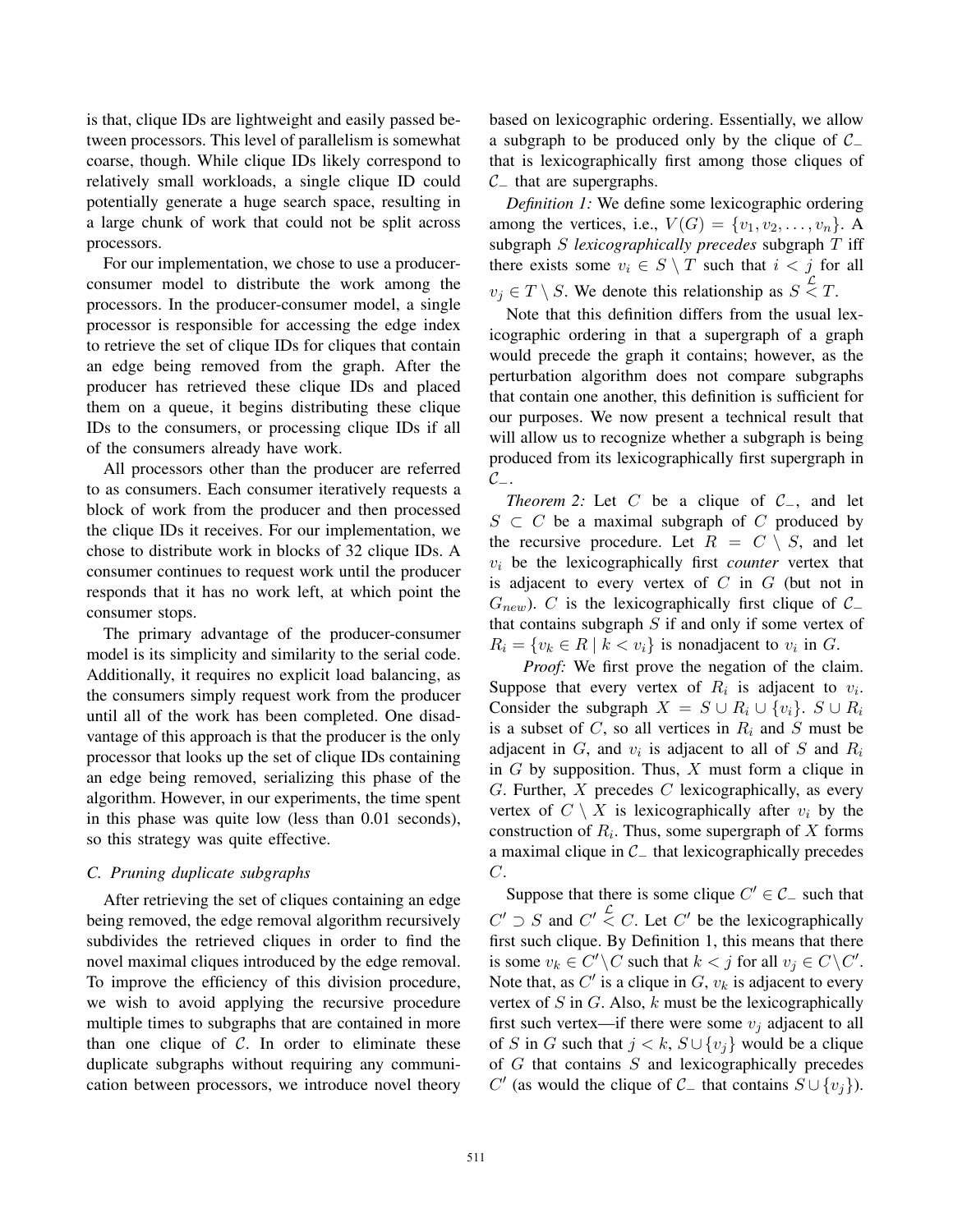is that, clique IDs are lightweight and easily passed between processors. This level of parallelism is somewhat coarse, though. While clique IDs likely correspond to relatively small workloads, a single clique ID could potentially generate a huge search space, resulting in a large chunk of work that could not be split across processors.

For our implementation, we chose to use a producer-consumer model to distribute the work among the processors. In the producer-consumer model, a single processor is responsible for accessing the edge index to retrieve the set of clique IDs for cliques that contain an edge being removed from the graph. After the producer has retrieved these clique IDs and placed them on a queue, it begins distributing these clique IDs to the consumers, or processing clique IDs if all of the consumers already have work.

All processors other than the producer are referred to as consumers. Each consumer iteratively requests a block of work from the producer and then processed the clique IDs it receives. For our implementation, we chose to distribute work in blocks of 32 clique IDs. A consumer continues to request work until the producer responds that it has no work left, at which point the consumer stops.

The primary advantage of the producer-consumer model is its simplicity and similarity to the serial code. Additionally, it requires no explicit load balancing, as the consumers simply request work from the producer until all of the work has been completed. One disadvantage of this approach is that the producer is the only processor that looks up the set of clique IDs containing an edge being removed, serializing this phase of the algorithm. However, in our experiments, the time spent in this phase was quite low (less than 0.01 seconds), so this strategy was quite effective.

### C. Pruning duplicate subgraphs

After retrieving the set of cliques containing an edge being removed, the edge removal algorithm recursively subdivides the retrieved cliques in order to find the novel maximal cliques introduced by the edge removal. To improve the efficiency of this division procedure, we wish to avoid applying the recursive procedure multiple times to subgraphs that are contained in more than one clique of $\mathcal{C}$. In order to eliminate these duplicate subgraphs without requiring any communication between processors, we introduce novel theory based on lexicographic ordering. Essentially, we allow a subgraph to be produced only by the clique of $\mathcal{C}_-$ that is lexicographically first among those cliques of $\mathcal{C}_-$ that are supergraphs.

*Definition 1:* We define some lexicographic ordering among the vertices, i.e., $V(G) = \{v_1, v_2, \ldots, v_n\}$. A subgraph $S$ *lexicographically precedes* subgraph $T$ iff there exists some $v_i \in S \setminus T$ such that $i < j$ for all $v_j \in T \setminus S$. We denote this relationship as $S \overset{\mathcal{L}}{<} T$.

Note that this definition differs from the usual lexicographic ordering in that a supergraph of a graph would precede the graph it contains; however, as the perturbation algorithm does not compare subgraphs that contain one another, this definition is sufficient for our purposes. We now present a technical result that will allow us to recognize whether a subgraph is being produced from its lexicographically first supergraph in $\mathcal{C}_-$.

*Theorem 2:* Let $C$ be a clique of $\mathcal{C}_-$, and let $S \subset C$ be a maximal subgraph of $C$ produced by the recursive procedure. Let $R = C \setminus S$, and let $v_i$ be the lexicographically first *counter* vertex that is adjacent to every vertex of $C$ in $G$ (but not in $G_{new}$). $C$ is the lexicographically first clique of $\mathcal{C}_-$ that contains subgraph $S$ if and only if some vertex of $R_i = \{v_k \in R \mid k < v_i\}$ is nonadjacent to $v_i$ in $G$.

*Proof:* We first prove the negation of the claim. Suppose that every vertex of $R_i$ is adjacent to $v_i$. Consider the subgraph $X = S \cup R_i \cup \{v_i\}$. $S \cup R_i$ is a subset of $C$, so all vertices in $R_i$ and $S$ must be adjacent in $G$, and $v_i$ is adjacent to all of $S$ and $R_i$ in $G$ by supposition. Thus, $X$ must form a clique in $G$. Further, $X$ precedes $C$ lexicographically, as every vertex of $C \setminus X$ is lexicographically after $v_i$ by the construction of $R_i$. Thus, some supergraph of $X$ forms a maximal clique in $\mathcal{C}_-$ that lexicographically precedes $C$.

Suppose that there is some clique $C' \in \mathcal{C}_-$ such that $C' \supset S$ and $C' \overset{\mathcal{L}}{<} C$. Let $C'$ be the lexicographically first such clique. By Definition 1, this means that there is some $v_k \in C' \setminus C$ such that $k < j$ for all $v_j \in C \setminus C'$. Note that, as $C'$ is a clique in $G$, $v_k$ is adjacent to every vertex of $S$ in $G$. Also, $k$ must be the lexicographically first such vertex—if there were some $v_j$ adjacent to all of $S$ in $G$ such that $j < k$, $S \cup \{v_j\}$ would be a clique of $G$ that contains $S$ and lexicographically precedes $C'$ (as would the clique of $\mathcal{C}_-$ that contains $S \cup \{v_j\}$).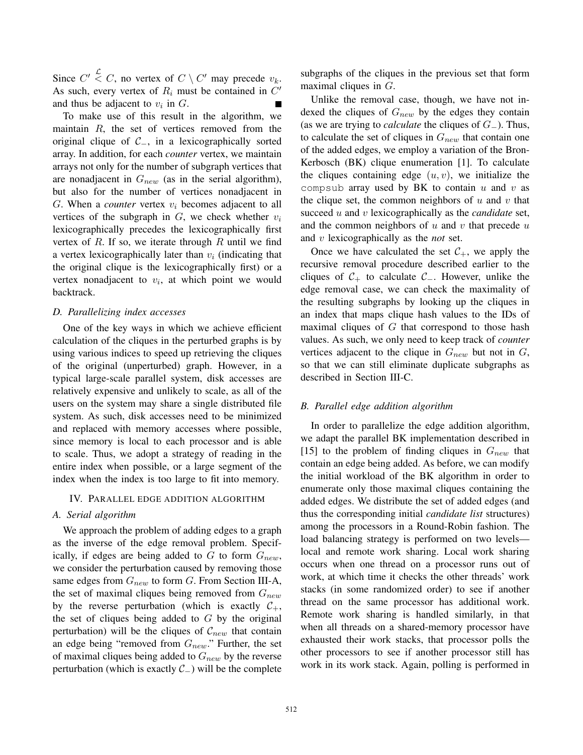Since $C' \overset{\mathcal{L}}{<} C$, no vertex of $C \setminus C'$ may precede $v_k$. As such, every vertex of $R_i$ must be contained in $C'$ and thus be adjacent to $v_i$ in $G$. ∎

To make use of this result in the algorithm, we maintain $R$, the set of vertices removed from the original clique of $\mathcal{C}_-$, in a lexicographically sorted array. In addition, for each *counter* vertex, we maintain arrays not only for the number of subgraph vertices that are nonadjacent in $G_{new}$ (as in the serial algorithm), but also for the number of vertices nonadjacent in $G$. When a *counter* vertex $v_i$ becomes adjacent to all vertices of the subgraph in $G$, we check whether $v_i$ lexicographically precedes the lexicographically first vertex of $R$. If so, we iterate through $R$ until we find a vertex lexicographically later than $v_i$ (indicating that the original clique is the lexicographically first) or a vertex nonadjacent to $v_i$, at which point we would backtrack.

### D. Parallelizing index accesses

One of the key ways in which we achieve efficient calculation of the cliques in the perturbed graphs is by using various indices to speed up retrieving the cliques of the original (unperturbed) graph. However, in a typical large-scale parallel system, disk accesses are relatively expensive and unlikely to scale, as all of the users on the system may share a single distributed file system. As such, disk accesses need to be minimized and replaced with memory accesses where possible, since memory is local to each processor and is able to scale. Thus, we adopt a strategy of reading in the entire index when possible, or a large segment of the index when the index is too large to fit into memory.

## IV. Parallel edge addition algorithm

### A. Serial algorithm

We approach the problem of adding edges to a graph as the inverse of the edge removal problem. Specifically, if edges are being added to $G$ to form $G_{new}$, we consider the perturbation caused by removing those same edges from $G_{new}$ to form $G$. From Section III-A, the set of maximal cliques being removed from $G_{new}$ by the reverse perturbation (which is exactly $\mathcal{C}_+$, the set of cliques being added to $G$ by the original perturbation) will be the cliques of $\mathcal{C}_{new}$ that contain an edge being "removed from $G_{new}$." Further, the set of maximal cliques being added to $G_{new}$ by the reverse perturbation (which is exactly $\mathcal{C}_-$) will be the complete subgraphs of the cliques in the previous set that form maximal cliques in $G$.

Unlike the removal case, though, we have not indexed the cliques of $G_{new}$ by the edges they contain (as we are trying to *calculate* the cliques of $G_-$). Thus, to calculate the set of cliques in $G_{new}$ that contain one of the added edges, we employ a variation of the Bron-Kerbosch (BK) clique enumeration [1]. To calculate the cliques containing edge $(u, v)$, we initialize the `compsub` array used by BK to contain $u$ and $v$ as the clique set, the common neighbors of $u$ and $v$ that succeed $u$ and $v$ lexicographically as the *candidate* set, and the common neighbors of $u$ and $v$ that precede $u$ and $v$ lexicographically as the *not* set.

Once we have calculated the set $\mathcal{C}_+$, we apply the recursive removal procedure described earlier to the cliques of $\mathcal{C}_+$ to calculate $\mathcal{C}_-$. However, unlike the edge removal case, we can check the maximality of the resulting subgraphs by looking up the cliques in an index that maps clique hash values to the IDs of maximal cliques of $G$ that correspond to those hash values. As such, we only need to keep track of *counter* vertices adjacent to the clique in $G_{new}$ but not in $G$, so that we can still eliminate duplicate subgraphs as described in Section III-C.

### B. Parallel edge addition algorithm

In order to parallelize the edge addition algorithm, we adapt the parallel BK implementation described in [15] to the problem of finding cliques in $G_{new}$ that contain an edge being added. As before, we can modify the initial workload of the BK algorithm in order to enumerate only those maximal cliques containing the added edges. We distribute the set of added edges (and thus the corresponding initial *candidate list* structures) among the processors in a Round-Robin fashion. The load balancing strategy is performed on two levels—local and remote work sharing. Local work sharing occurs when one thread on a processor runs out of work, at which time it checks the other threads' work stacks (in some randomized order) to see if another thread on the same processor has additional work. Remote work sharing is handled similarly, in that when all threads on a shared-memory processor have exhausted their work stacks, that processor polls the other processors to see if another processor still has work in its work stack. Again, polling is performed in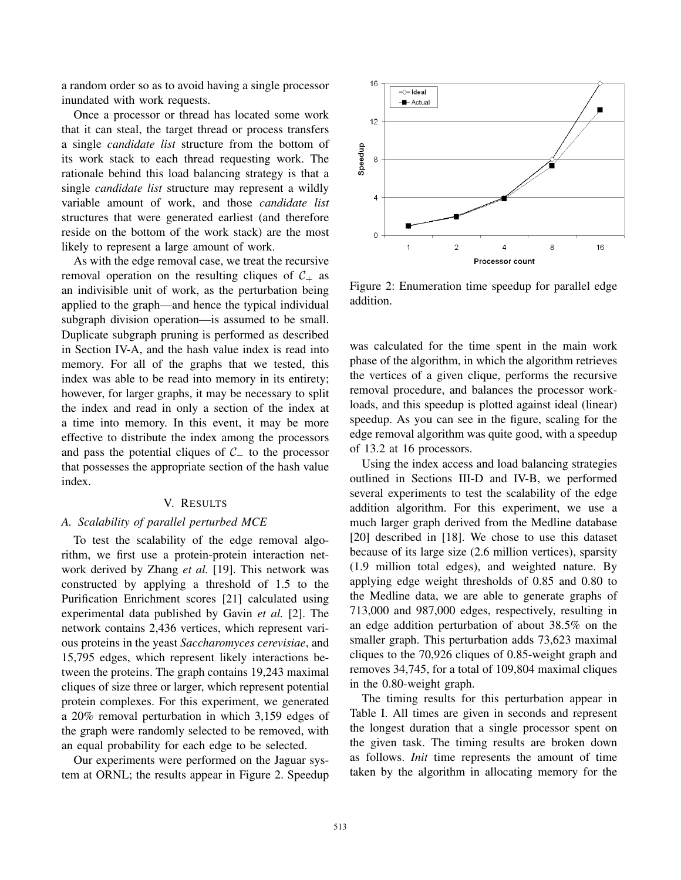a random order so as to avoid having a single processor inundated with work requests.

Once a processor or thread has located some work that it can steal, the target thread or process transfers a single *candidate list* structure from the bottom of its work stack to each thread requesting work. The rationale behind this load balancing strategy is that a single *candidate list* structure may represent a wildly variable amount of work, and those *candidate list* structures that were generated earliest (and therefore reside on the bottom of the work stack) are the most likely to represent a large amount of work.

As with the edge removal case, we treat the recursive removal operation on the resulting cliques of $\mathcal{C}_+$ as an indivisible unit of work, as the perturbation being applied to the graph—and hence the typical individual subgraph division operation—is assumed to be small. Duplicate subgraph pruning is performed as described in Section IV-A, and the hash value index is read into memory. For all of the graphs that we tested, this index was able to be read into memory in its entirety; however, for larger graphs, it may be necessary to split the index and read in only a section of the index at a time into memory. In this event, it may be more effective to distribute the index among the processors and pass the potential cliques of $\mathcal{C}_-$ to the processor that possesses the appropriate section of the hash value index.

## V. Results

### A. Scalability of parallel perturbed MCE

To test the scalability of the edge removal algorithm, we first use a protein-protein interaction network derived by Zhang *et al.* [19]. This network was constructed by applying a threshold of 1.5 to the Purification Enrichment scores [21] calculated using experimental data published by Gavin *et al.* [2]. The network contains 2,436 vertices, which represent various proteins in the yeast *Saccharomyces cerevisiae*, and 15,795 edges, which represent likely interactions between the proteins. The graph contains 19,243 maximal cliques of size three or larger, which represent potential protein complexes. For this experiment, we generated a 20% removal perturbation in which 3,159 edges of the graph were randomly selected to be removed, with an equal probability for each edge to be selected.

Our experiments were performed on the Jaguar system at ORNL; the results appear in Figure 2. Speedup was calculated for the time spent in the main work phase of the algorithm, in which the algorithm retrieves the vertices of a given clique, performs the recursive removal procedure, and balances the processor workloads, and this speedup is plotted against ideal (linear) speedup. As you can see in the figure, scaling for the edge removal algorithm was quite good, with a speedup of 13.2 at 16 processors.

Figure 2: Enumeration time speedup for parallel edge addition.

Using the index access and load balancing strategies outlined in Sections III-D and IV-B, we performed several experiments to test the scalability of the edge addition algorithm. For this experiment, we use a much larger graph derived from the Medline database [20] described in [18]. We chose to use this dataset because of its large size (2.6 million vertices), sparsity (1.9 million total edges), and weighted nature. By applying edge weight thresholds of 0.85 and 0.80 to the Medline data, we are able to generate graphs of 713,000 and 987,000 edges, respectively, resulting in an edge addition perturbation of about 38.5% on the smaller graph. This perturbation adds 73,623 maximal cliques to the 70,926 cliques of 0.85-weight graph and removes 34,745, for a total of 109,804 maximal cliques in the 0.80-weight graph.

The timing results for this perturbation appear in Table I. All times are given in seconds and represent the longest duration that a single processor spent on the given task. The timing results are broken down as follows. *Init* time represents the amount of time taken by the algorithm in allocating memory for the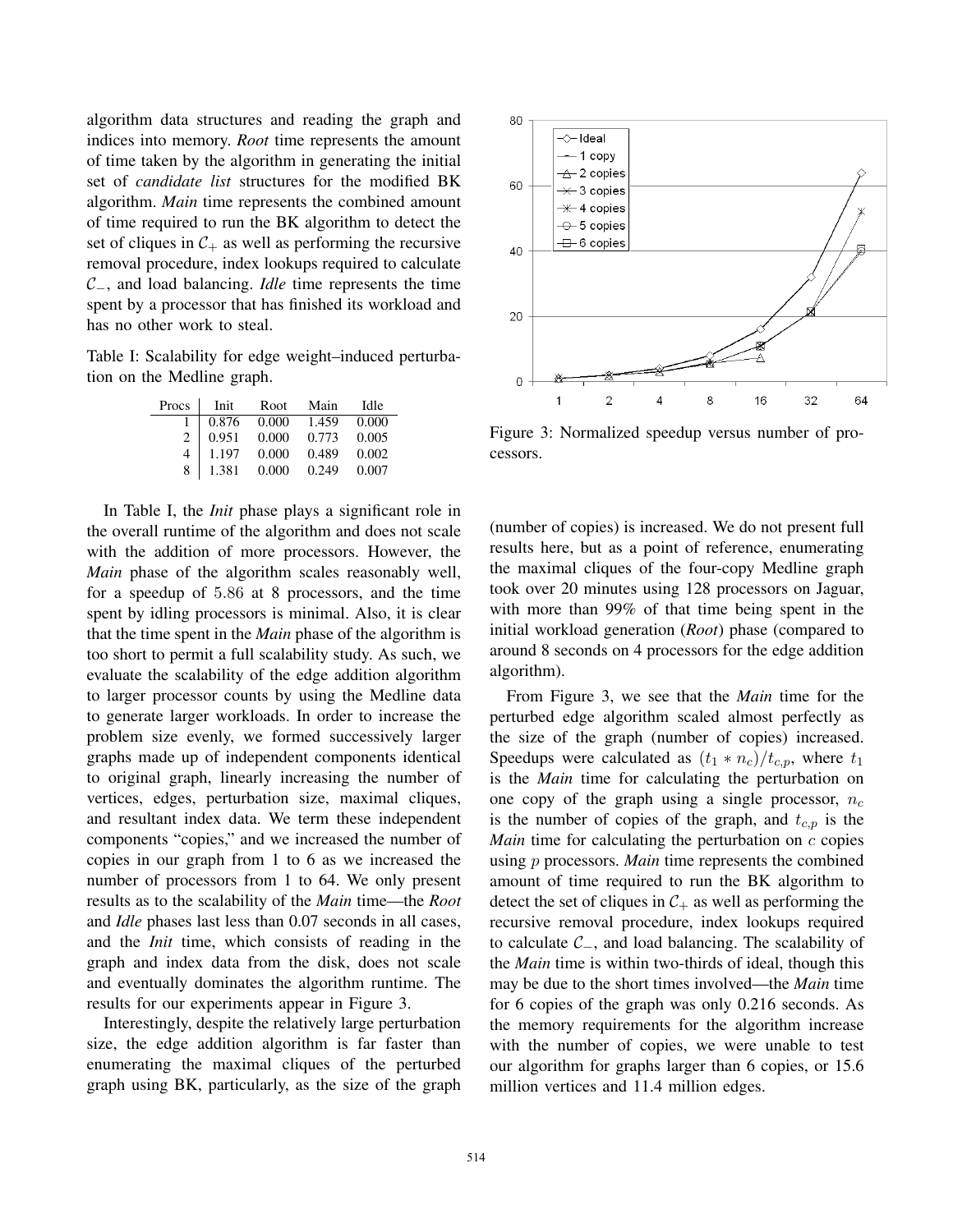algorithm data structures and reading the graph and indices into memory. *Root* time represents the amount of time taken by the algorithm in generating the initial set of *candidate list* structures for the modified BK algorithm. *Main* time represents the combined amount of time required to run the BK algorithm to detect the set of cliques in $\mathcal{C}_+$ as well as performing the recursive removal procedure, index lookups required to calculate $\mathcal{C}_-$, and load balancing. *Idle* time represents the time spent by a processor that has finished its workload and has no other work to steal.

Table I: Scalability for edge weight–induced perturbation on the Medline graph.

| Procs | Init | Root | Main | Idle |
|---|---|---|---|---|
| 1 | 0.876 | 0.000 | 1.459 | 0.000 |
| 2 | 0.951 | 0.000 | 0.773 | 0.005 |
| 4 | 1.197 | 0.000 | 0.489 | 0.002 |
| 8 | 1.381 | 0.000 | 0.249 | 0.007 |

In Table I, the *Init* phase plays a significant role in the overall runtime of the algorithm and does not scale with the addition of more processors. However, the *Main* phase of the algorithm scales reasonably well, for a speedup of 5.86 at 8 processors, and the time spent by idling processors is minimal. Also, it is clear that the time spent in the *Main* phase of the algorithm is too short to permit a full scalability study. As such, we evaluate the scalability of the edge addition algorithm to larger processor counts by using the Medline data to generate larger workloads. In order to increase the problem size evenly, we formed successively larger graphs made up of independent components identical to original graph, linearly increasing the number of vertices, edges, perturbation size, maximal cliques, and resultant index data. We term these independent components "copies," and we increased the number of copies in our graph from 1 to 6 as we increased the number of processors from 1 to 64. We only present results as to the scalability of the *Main* time—the *Root* and *Idle* phases last less than 0.07 seconds in all cases, and the *Init* time, which consists of reading in the graph and index data from the disk, does not scale and eventually dominates the algorithm runtime. The results for our experiments appear in Figure 3.

Interestingly, despite the relatively large perturbation size, the edge addition algorithm is far faster than enumerating the maximal cliques of the perturbed graph using BK, particularly, as the size of the graph (number of copies) is increased. We do not present full results here, but as a point of reference, enumerating the maximal cliques of the four-copy Medline graph took over 20 minutes using 128 processors on Jaguar, with more than 99% of that time being spent in the initial workload generation (*Root*) phase (compared to around 8 seconds on 4 processors for the edge addition algorithm).

Figure 3: Normalized speedup versus number of processors.

From Figure 3, we see that the *Main* time for the perturbed edge algorithm scaled almost perfectly as the size of the graph (number of copies) increased. Speedups were calculated as $(t_1 * n_c)/t_{c,p}$, where $t_1$ is the *Main* time for calculating the perturbation on one copy of the graph using a single processor, $n_c$ is the number of copies of the graph, and $t_{c,p}$ is the *Main* time for calculating the perturbation on $c$ copies using $p$ processors. *Main* time represents the combined amount of time required to run the BK algorithm to detect the set of cliques in $\mathcal{C}_+$ as well as performing the recursive removal procedure, index lookups required to calculate $\mathcal{C}_-$, and load balancing. The scalability of the *Main* time is within two-thirds of ideal, though this may be due to the short times involved—the *Main* time for 6 copies of the graph was only 0.216 seconds. As the memory requirements for the algorithm increase with the number of copies, we were unable to test our algorithm for graphs larger than 6 copies, or 15.6 million vertices and 11.4 million edges.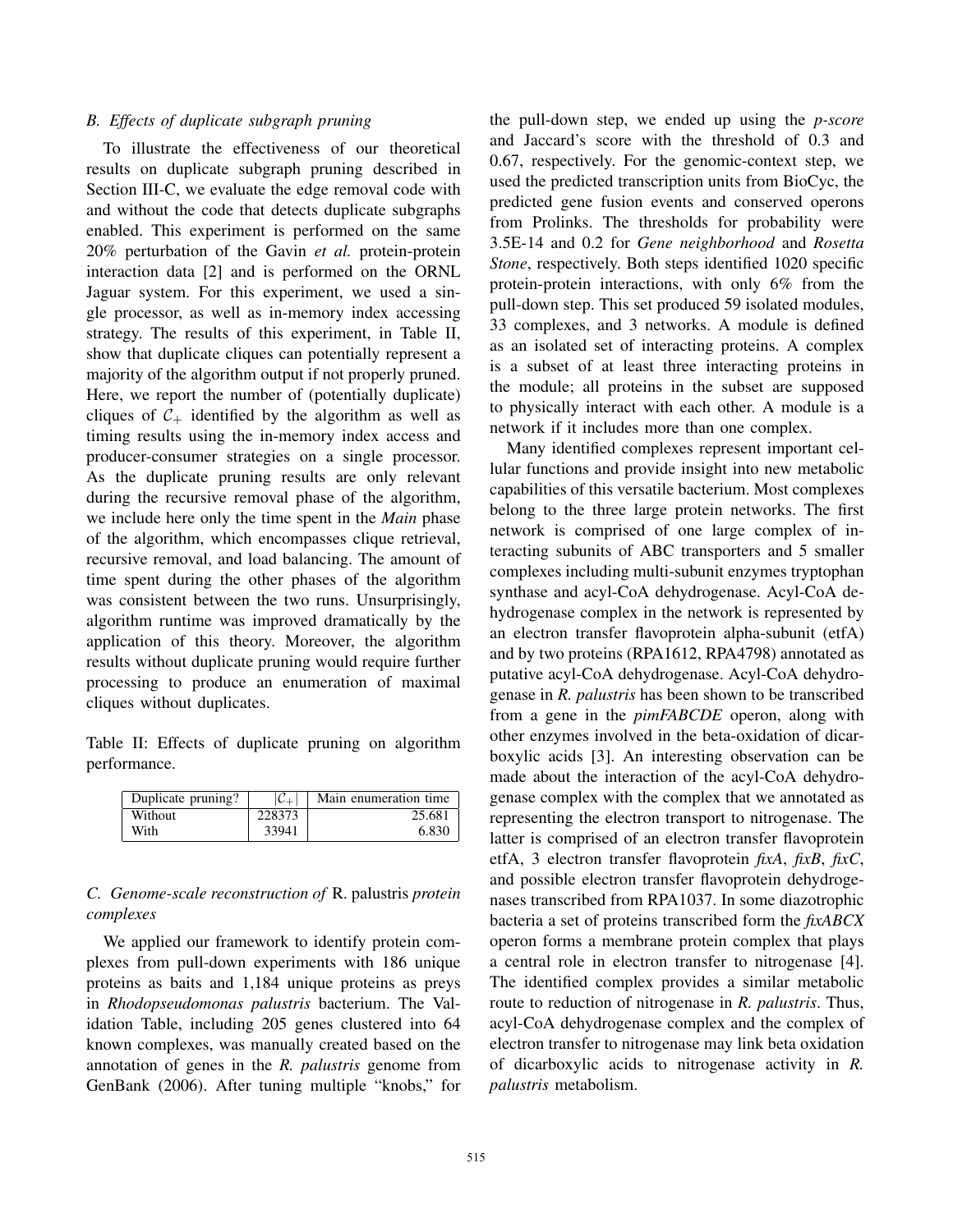### B. Effects of duplicate subgraph pruning

To illustrate the effectiveness of our theoretical results on duplicate subgraph pruning described in Section III-C, we evaluate the edge removal code with and without the code that detects duplicate subgraphs enabled. This experiment is performed on the same 20% perturbation of the Gavin *et al.* protein-protein interaction data [2] and is performed on the ORNL Jaguar system. For this experiment, we used a single processor, as well as in-memory index accessing strategy. The results of this experiment, in Table II, show that duplicate cliques can potentially represent a majority of the algorithm output if not properly pruned. Here, we report the number of (potentially duplicate) cliques of $\mathcal{C}_+$ identified by the algorithm as well as timing results using the in-memory index access and producer-consumer strategies on a single processor. As the duplicate pruning results are only relevant during the recursive removal phase of the algorithm, we include here only the time spent in the *Main* phase of the algorithm, which encompasses clique retrieval, recursive removal, and load balancing. The amount of time spent during the other phases of the algorithm was consistent between the two runs. Unsurprisingly, algorithm runtime was improved dramatically by the application of this theory. Moreover, the algorithm results without duplicate pruning would require further processing to produce an enumeration of maximal cliques without duplicates.

Table II: Effects of duplicate pruning on algorithm performance.

| Duplicate pruning? | $\lvert\mathcal{C}_+\rvert$ | Main enumeration time |
|---|---|---|
| Without | 228373 | 25.681 |
| With | 33941 | 6.830 |

### C. Genome-scale reconstruction of R. palustris protein complexes

We applied our framework to identify protein complexes from pull-down experiments with 186 unique proteins as baits and 1,184 unique proteins as preys in *Rhodopseudomonas palustris* bacterium. The Validation Table, including 205 genes clustered into 64 known complexes, was manually created based on the annotation of genes in the *R. palustris* genome from GenBank (2006). After tuning multiple "knobs," for the pull-down step, we ended up using the *p-score* and Jaccard's score with the threshold of 0.3 and 0.67, respectively. For the genomic-context step, we used the predicted transcription units from BioCyc, the predicted gene fusion events and conserved operons from Prolinks. The thresholds for probability were 3.5E-14 and 0.2 for *Gene neighborhood* and *Rosetta Stone*, respectively. Both steps identified 1020 specific protein-protein interactions, with only 6% from the pull-down step. This set produced 59 isolated modules, 33 complexes, and 3 networks. A module is defined as an isolated set of interacting proteins. A complex is a subset of at least three interacting proteins in the module; all proteins in the subset are supposed to physically interact with each other. A module is a network if it includes more than one complex.

Many identified complexes represent important cellular functions and provide insight into new metabolic capabilities of this versatile bacterium. Most complexes belong to the three large protein networks. The first network is comprised of one large complex of interacting subunits of ABC transporters and 5 smaller complexes including multi-subunit enzymes tryptophan synthase and acyl-CoA dehydrogenase. Acyl-CoA dehydrogenase complex in the network is represented by an electron transfer flavoprotein alpha-subunit (etfA) and by two proteins (RPA1612, RPA4798) annotated as putative acyl-CoA dehydrogenase. Acyl-CoA dehydrogenase in *R. palustris* has been shown to be transcribed from a gene in the *pimFABCDE* operon, along with other enzymes involved in the beta-oxidation of dicarboxylic acids [3]. An interesting observation can be made about the interaction of the acyl-CoA dehydrogenase complex with the complex that we annotated as representing the electron transport to nitrogenase. The latter is comprised of an electron transfer flavoprotein etfA, 3 electron transfer flavoprotein *fixA*, *fixB*, *fixC*, and possible electron transfer flavoprotein dehydrogenases transcribed from RPA1037. In some diazotrophic bacteria a set of proteins transcribed form the *fixABCX* operon forms a membrane protein complex that plays a central role in electron transfer to nitrogenase [4]. The identified complex provides a similar metabolic route to reduction of nitrogenase in *R. palustris*. Thus, acyl-CoA dehydrogenase complex and the complex of electron transfer to nitrogenase may link beta oxidation of dicarboxylic acids to nitrogenase activity in *R. palustris* metabolism.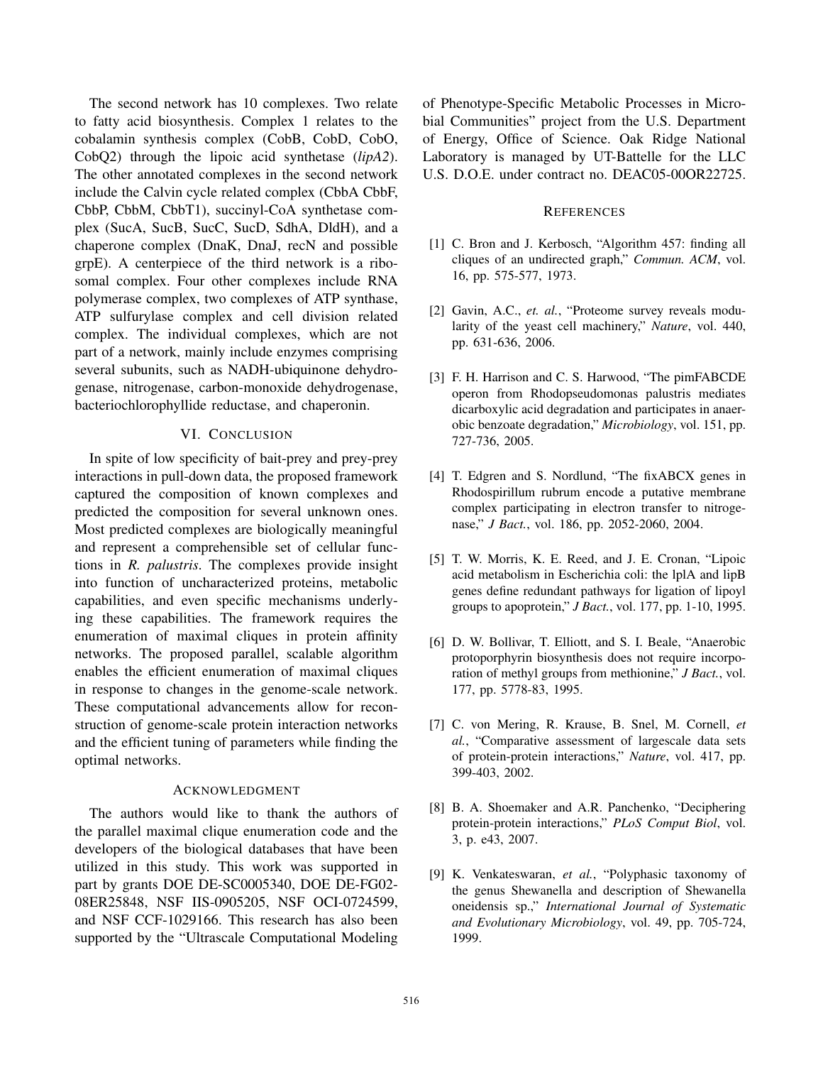The second network has 10 complexes. Two relate to fatty acid biosynthesis. Complex 1 relates to the cobalamin synthesis complex (CobB, CobD, CobO, CobQ2) through the lipoic acid synthetase (*lipA2*). The other annotated complexes in the second network include the Calvin cycle related complex (CbbA CbbF, CbbP, CbbM, CbbT1), succinyl-CoA synthetase complex (SucA, SucB, SucC, SucD, SdhA, DldH), and a chaperone complex (DnaK, DnaJ, recN and possible grpE). A centerpiece of the third network is a ribosomal complex. Four other complexes include RNA polymerase complex, two complexes of ATP synthase, ATP sulfurylase complex and cell division related complex. The individual complexes, which are not part of a network, mainly include enzymes comprising several subunits, such as NADH-ubiquinone dehydrogenase, nitrogenase, carbon-monoxide dehydrogenase, bacteriochlorophyllide reductase, and chaperonin.

## VI. Conclusion

In spite of low specificity of bait-prey and prey-prey interactions in pull-down data, the proposed framework captured the composition of known complexes and predicted the composition for several unknown ones. Most predicted complexes are biologically meaningful and represent a comprehensible set of cellular functions in *R. palustris*. The complexes provide insight into function of uncharacterized proteins, metabolic capabilities, and even specific mechanisms underlying these capabilities. The framework requires the enumeration of maximal cliques in protein affinity networks. The proposed parallel, scalable algorithm enables the efficient enumeration of maximal cliques in response to changes in the genome-scale network. These computational advancements allow for reconstruction of genome-scale protein interaction networks and the efficient tuning of parameters while finding the optimal networks.

## Acknowledgment

The authors would like to thank the authors of the parallel maximal clique enumeration code and the developers of the biological databases that have been utilized in this study. This work was supported in part by grants DOE DE-SC0005340, DOE DE-FG02-08ER25848, NSF IIS-0905205, NSF OCI-0724599, and NSF CCF-1029166. This research has also been supported by the "Ultrascale Computational Modeling of Phenotype-Specific Metabolic Processes in Microbial Communities" project from the U.S. Department of Energy, Office of Science. Oak Ridge National Laboratory is managed by UT-Battelle for the LLC U.S. D.O.E. under contract no. DEAC05-00OR22725.

## References

[1] C. Bron and J. Kerbosch, "Algorithm 457: finding all cliques of an undirected graph," *Commun. ACM*, vol. 16, pp. 575-577, 1973.

[2] Gavin, A.C., *et. al.*, "Proteome survey reveals modularity of the yeast cell machinery," *Nature*, vol. 440, pp. 631-636, 2006.

[3] F. H. Harrison and C. S. Harwood, "The pimFABCDE operon from Rhodopseudomonas palustris mediates dicarboxylic acid degradation and participates in anaerobic benzoate degradation," *Microbiology*, vol. 151, pp. 727-736, 2005.

[4] T. Edgren and S. Nordlund, "The fixABCX genes in Rhodospirillum rubrum encode a putative membrane complex participating in electron transfer to nitrogenase," *J Bact.*, vol. 186, pp. 2052-2060, 2004.

[5] T. W. Morris, K. E. Reed, and J. E. Cronan, "Lipoic acid metabolism in Escherichia coli: the lplA and lipB genes define redundant pathways for ligation of lipoyl groups to apoprotein," *J Bact.*, vol. 177, pp. 1-10, 1995.

[6] D. W. Bollivar, T. Elliott, and S. I. Beale, "Anaerobic protoporphyrin biosynthesis does not require incorporation of methyl groups from methionine," *J Bact.*, vol. 177, pp. 5778-83, 1995.

[7] C. von Mering, R. Krause, B. Snel, M. Cornell, *et al.*, "Comparative assessment of largescale data sets of protein-protein interactions," *Nature*, vol. 417, pp. 399-403, 2002.

[8] B. A. Shoemaker and A.R. Panchenko, "Deciphering protein-protein interactions," *PLoS Comput Biol*, vol. 3, p. e43, 2007.

[9] K. Venkateswaran, *et al.*, "Polyphasic taxonomy of the genus Shewanella and description of Shewanella oneidensis sp.," *International Journal of Systematic and Evolutionary Microbiology*, vol. 49, pp. 705-724, 1999.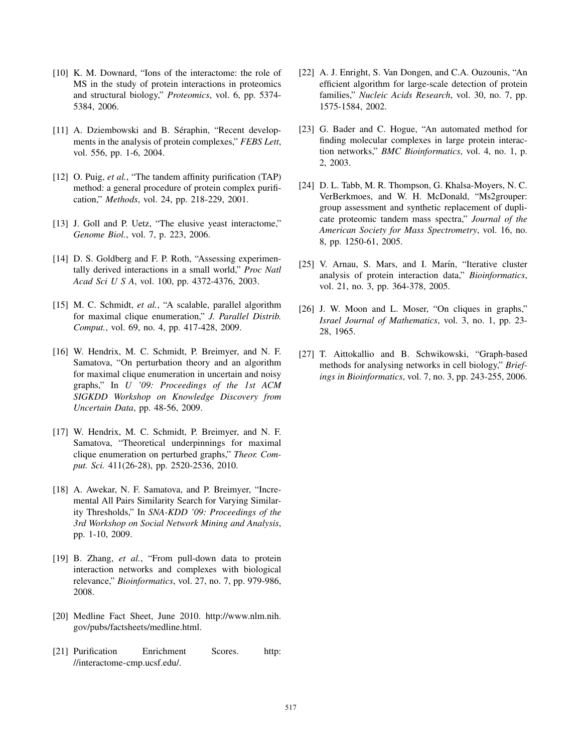[10] K. M. Downard, "Ions of the interactome: the role of MS in the study of protein interactions in proteomics and structural biology," *Proteomics*, vol. 6, pp. 5374-5384, 2006.

[11] A. Dziembowski and B. Séraphin, "Recent developments in the analysis of protein complexes," *FEBS Lett*, vol. 556, pp. 1-6, 2004.

[12] O. Puig, *et al.*, "The tandem affinity purification (TAP) method: a general procedure of protein complex purification," *Methods*, vol. 24, pp. 218-229, 2001.

[13] J. Goll and P. Uetz, "The elusive yeast interactome," *Genome Biol.*, vol. 7, p. 223, 2006.

[14] D. S. Goldberg and F. P. Roth, "Assessing experimentally derived interactions in a small world," *Proc Natl Acad Sci U S A*, vol. 100, pp. 4372-4376, 2003.

[15] M. C. Schmidt, *et al.*, "A scalable, parallel algorithm for maximal clique enumeration," *J. Parallel Distrib. Comput.*, vol. 69, no. 4, pp. 417-428, 2009.

[16] W. Hendrix, M. C. Schmidt, P. Breimyer, and N. F. Samatova, "On perturbation theory and an algorithm for maximal clique enumeration in uncertain and noisy graphs," In *U '09: Proceedings of the 1st ACM SIGKDD Workshop on Knowledge Discovery from Uncertain Data*, pp. 48-56, 2009.

[17] W. Hendrix, M. C. Schmidt, P. Breimyer, and N. F. Samatova, "Theoretical underpinnings for maximal clique enumeration on perturbed graphs," *Theor. Comput. Sci.* 411(26-28), pp. 2520-2536, 2010.

[18] A. Awekar, N. F. Samatova, and P. Breimyer, "Incremental All Pairs Similarity Search for Varying Similarity Thresholds," In *SNA-KDD '09: Proceedings of the 3rd Workshop on Social Network Mining and Analysis*, pp. 1-10, 2009.

[19] B. Zhang, *et al.*, "From pull-down data to protein interaction networks and complexes with biological relevance," *Bioinformatics*, vol. 27, no. 7, pp. 979-986, 2008.

[20] Medline Fact Sheet, June 2010. http://www.nlm.nih.gov/pubs/factsheets/medline.html.

[21] Purification Enrichment Scores. http://interactome-cmp.ucsf.edu/.

[22] A. J. Enright, S. Van Dongen, and C.A. Ouzounis, "An efficient algorithm for large-scale detection of protein families," *Nucleic Acids Research*, vol. 30, no. 7, pp. 1575-1584, 2002.

[23] G. Bader and C. Hogue, "An automated method for finding molecular complexes in large protein interaction networks," *BMC Bioinformatics*, vol. 4, no. 1, p. 2, 2003.

[24] D. L. Tabb, M. R. Thompson, G. Khalsa-Moyers, N. C. VerBerkmoes, and W. H. McDonald, "Ms2grouper: group assessment and synthetic replacement of duplicate proteomic tandem mass spectra," *Journal of the American Society for Mass Spectrometry*, vol. 16, no. 8, pp. 1250-61, 2005.

[25] V. Arnau, S. Mars, and I. Marín, "Iterative cluster analysis of protein interaction data," *Bioinformatics*, vol. 21, no. 3, pp. 364-378, 2005.

[26] J. W. Moon and L. Moser, "On cliques in graphs," *Israel Journal of Mathematics*, vol. 3, no. 1, pp. 23-28, 1965.

[27] T. Aittokallio and B. Schwikowski, "Graph-based methods for analysing networks in cell biology," *Briefings in Bioinformatics*, vol. 7, no. 3, pp. 243-255, 2006.